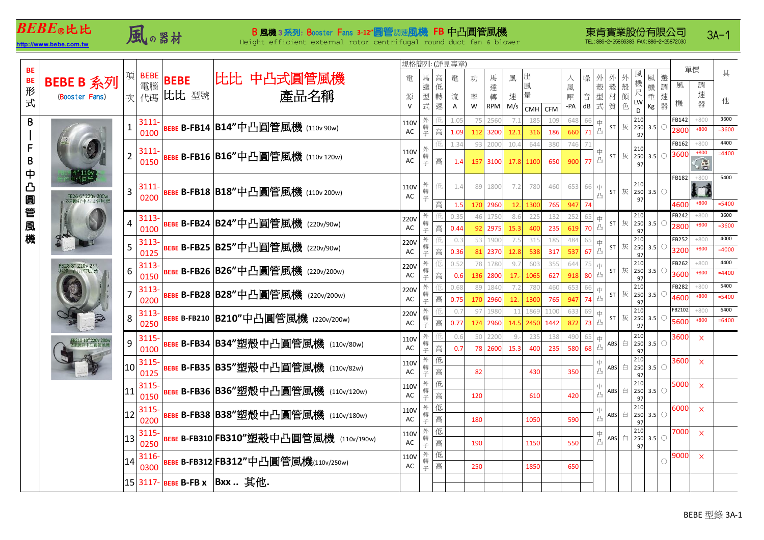**BEBE®比比** http://www.bebe.com.tw

**風の器材**

**B 風機 3 系列: Booster Fans 3-12"圓管調速風機 FB 中凸圓管風機**
Height efficient external rotor centrifugal round duct fan & blower

**東肯實業股份有限公司** TEL:886-2-25866383 FAX:886-2-25872030 **3A-1**

# BEBE B 系列 (Booster Fans)

BE BE 形式: B-FB 中凸圓管風機

規格簡列: (詳見專章)

| 項次 | BEBE 電腦代碼 | BEBE 比比 型號 | 比比 中凸式圓管風機 產品名稱 | 電源 V | 馬達型式 | 高低轉速 | 電流 A | 功率 W | 馬達轉 RPM | 風速 M/s | 出風量 CMH | CFM | 入風壓 -PA | 噪音 dB | 外殼型式 | 外殼材質 | 外殼顏色 | 風機尺 LWD | 風機重 Kg | 選調速器 | 單價 風機 | 單價 調速器 | 其他 |
|---|---|---|---|---|---|---|---|---|---|---|---|---|---|---|---|---|---|---|---|---|---|---|---|
| 1 | 3111-0100 | BEBE B-FB14 | B14"中凸圓管風機 (110v 90w) | 110V AC | 外轉子 | 低 | 1.05 | 75 | 2560 | 7.1 | 185 | 109 | 648 | 66 | 中凸 | ST | 灰 | 210 250 97 | 3.5 | ○ | FB142 | +800 | 3600 |
| | | | | | | 高 | 1.09 | 112 | 3200 | 12.1 | 316 | 186 | 660 | 71 | | | | | | | 2800 | +800 | =3600 |
| 2 | 3111-0150 | BEBE B-FB16 | B16"中凸圓管風機 (110v 120w) | 110V AC | 外轉子 | 低 | 1.34 | 93 | 2000 | 10.4 | 644 | 380 | 746 | 71 | 中凸 | ST | 灰 | 210 250 97 | 3.5 | ○ | FB162 | +800 | 4400 |
| | | | | | | 高 | 1.4 | 157 | 3100 | 17.8 | 1100 | 650 | 900 | 77 | | | | | | | 3600 | +800 | =4400 |
| 3 | 3111-0200 | BEBE B-FB18 | B18"中凸圓管風機 (110v 200w) | 110V AC | 外轉子 | 低 | 1.4 | 89 | 1800 | 7.2 | 780 | 460 | 653 | 66 | 中凸 | ST | 灰 | 210 250 97 | 3.5 | ○ | FB182 | +800 | 5400 |
| | | | | | | 高 | 1.5 | 170 | 2960 | 12. | 1300 | 765 | 947 | 74 | | | | | | | 4600 | +800 | =5400 |
| 4 | 3113-0100 | BEBE B-FB24 | B24"中凸圓管風機 (220v/90w) | 220V AC | 外轉子 | 低 | 0.35 | 46 | 1750 | 8.6 | 225 | 132 | 252 | 65 | 中凸 | ST | 灰 | 210 250 97 | 3.5 | ○ | FB242 | +800 | 3600 |
| | | | | | | 高 | 0.44 | 92 | 2975 | 15.3 | 400 | 235 | 619 | 70 | | | | | | | 2800 | +800 | =3600 |
| 5 | 3113-0125 | BEBE B-FB25 | B25"中凸圓管風機 (220v/90w) | 220V AC | 外轉子 | 低 | 0.3 | 53 | 1900 | 7.5 | 315 | 185 | 484 | 65 | 中凸 | ST | 灰 | 210 250 97 | 3.5 | ○ | FB252 | +800 | 4000 |
| | | | | | | 高 | 0.36 | 81 | 2370 | 12.8 | 538 | 317 | 537 | 67 | | | | | | | 3200 | +800 | =4000 |
| 6 | 3113-0150 | BEBE B-FB26 | B26"中凸圓管風機 (220v/200w) | 220V AC | 外轉子 | 低 | 0.52 | 78 | 1780 | 9.7 | 603 | 355 | 644 | 75 | 中凸 | ST | 灰 | 210 250 97 | 3.5 | ○ | FB262 | +800 | 4400 |
| | | | | | | 高 | 0.6 | 136 | 2800 | 17.- | 1065 | 627 | 918 | 80 | | | | | | | 3600 | +800 | =4400 |
| 7 | 3113-0200 | BEBE B-FB28 | B28"中凸圓管風機 (220v/200w) | 220V AC | 外轉子 | 低 | 0.68 | 89 | 1840 | 7.2 | 780 | 460 | 653 | 66 | 中凸 | ST | 灰 | 210 250 97 | 3.5 | ○ | FB282 | +800 | 5400 |
| | | | | | | 高 | 0.75 | 170 | 2960 | 12.- | 1300 | 765 | 947 | 74 | | | | | | | 4600 | +800 | =5400 |
| 8 | 3113-0250 | BEBE B-FB210 | B210"中凸圓管風機 (220v/200w) | 220V AC | 外轉子 | 低 | 0.7 | 97 | 1980 | 11 | 1869 | 1100 | 633 | 69 | 中凸 | ST | 灰 | 210 250 97 | 3.5 | ○ | FB2102 | +800 | 6400 |
| | | | | | | 高 | 0.77 | 174 | 2960 | 14.5 | 2450 | 1442 | 872 | 73 | | | | | | | 5600 | +800 | =6400 |
| 9 | 3115-0100 | BEBE B-FB34 | B34"塑殼中凸圓管風機 (110v/80w) | 110V AC | 外轉子 | 低 | 0.6 | 50 | 2200 | 9.- | 235 | 138 | 490 | 65 | 中凸 | ABS | 白 | 210 250 97 | 3.5 | ○ | 3600 | × | |
| | | | | | | 高 | 0.7 | 78 | 2600 | 15.3 | 400 | 235 | 580 | 68 | | | | | | | | | |
| 10 | 3115-0125 | BEBE B-FB35 | B35"塑殼中凸圓管風機 (110v/82w) | 110V AC | 外轉子 | 低 | | | | | | | | | 中凸 | ABS | 白 | 210 250 97 | 3.5 | ○ | 3600 | × | |
| | | | | | | 高 | | 82 | | | 430 | | 350 | | | | | | | | | | |
| 11 | 3115-0150 | BEBE B-FB36 | B36"塑殼中凸圓管風機 (110v/120w) | 110V AC | 外轉子 | 低 | | | | | | | | | 中凸 | ABS | 白 | 210 250 97 | 3.5 | ○ | 5000 | × | |
| | | | | | | 高 | | 120 | | | 610 | | 420 | | | | | | | | | | |
| 12 | 3115-0200 | BEBE B-FB38 | B38"塑殼中凸圓管風機 (110v/180w) | 110V AC | 外轉子 | 低 | | | | | | | | | 中凸 | ABS | 白 | 210 250 97 | 3.5 | ○ | 6000 | × | |
| | | | | | | 高 | | 180 | | | 1050 | | 590 | | | | | | | | | | |
| 13 | 3115-0250 | BEBE B-FB310 | FB310"塑殼中凸圓管風機 (110v/190w) | 110V AC | 外轉子 | 低 | | | | | | | | | 中凸 | ABS | 白 | 210 250 97 | 3.5 | ○ | 7000 | × | |
| | | | | | | 高 | | 190 | | | 1150 | | 550 | | | | | | | | | | |
| 14 | 3116-0300 | BEBE B-FB312 | FB312"中凸圓管風機(110v/250w) | 110V AC | 外轉子 | 低 | | | | | | | | | | | | | | ○ | 9000 | × | |
| | | | | | | 高 | | 250 | | | 1850 | | 650 | | | | | | | | | | |
| 15 | 3117- | BEBE B-FB x | Bxx .. 其他. | | | | | | | | | | | | | | | | | | | | |

BEBE 型錄 3A-1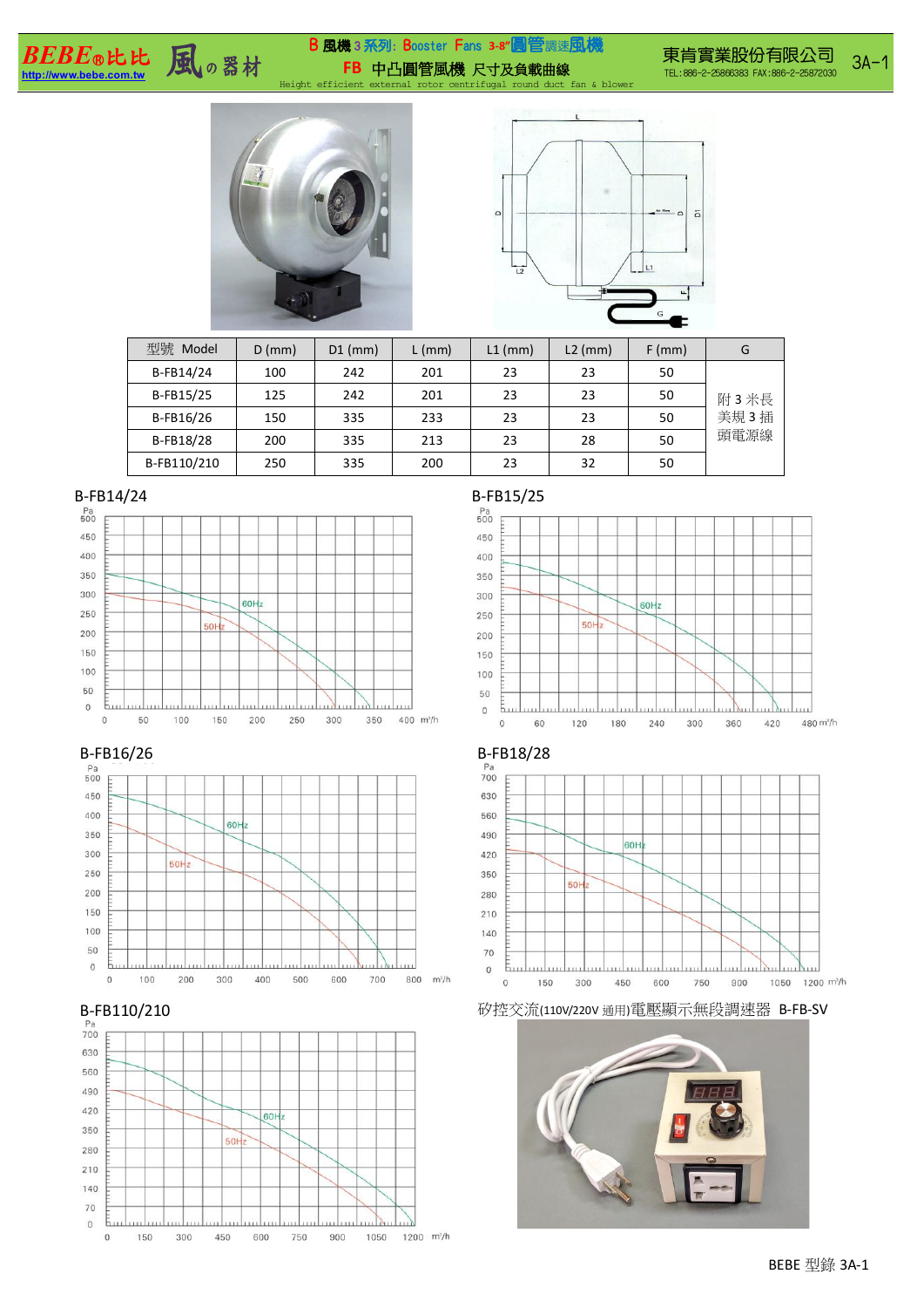BEBE®比比 風の器材

http://www.bebe.com.tw

B 風機 3 系列: Booster Fans 3-8"圓管調速風機

FB 中凸圓管風機 尺寸及負載曲線

Height efficient external rotor centrifugal round duct fan & blower

東肯實業股份有限公司

TEL:886-2-25866383 FAX:886-2-25872030

3A-1

| 型號 Model | D (mm) | D1 (mm) | L (mm) | L1 (mm) | L2 (mm) | F (mm) | G |
|---|---|---|---|---|---|---|---|
| B-FB14/24 | 100 | 242 | 201 | 23 | 23 | 50 | 附 3 米長美規 3 插頭電源線 |
| B-FB15/25 | 125 | 242 | 201 | 23 | 23 | 50 | |
| B-FB16/26 | 150 | 335 | 233 | 23 | 23 | 50 | |
| B-FB18/28 | 200 | 335 | 213 | 23 | 28 | 50 | |
| B-FB110/210 | 250 | 335 | 200 | 23 | 32 | 50 | |

B-FB14/24

Pa
500 450 400 350 300 250 200 150 100 50 0
0 50 100 150 200 250 300 350 400 m³/h
60Hz
50Hz

B-FB15/25

Pa
500 450 400 350 300 250 200 150 100 50 0
0 60 120 180 240 300 360 420 480 m³/h
60Hz
50Hz

B-FB16/26

Pa
500 450 400 350 300 250 200 150 100 50 0
0 100 200 300 400 500 600 700 800 m³/h
60Hz
50Hz

B-FB18/28

Pa
700 630 560 490 420 350 280 210 140 70 0
0 150 300 450 600 750 900 1050 1200 m³/h
60Hz
50Hz

B-FB110/210

Pa
700 630 560 490 420 350 280 210 140 70 0
0 150 300 450 600 750 900 1050 1200 m³/h
60Hz
50Hz

矽控交流(110V/220V 通用)電壓顯示無段調速器 B-FB-SV

BEBE 型錄 3A-1